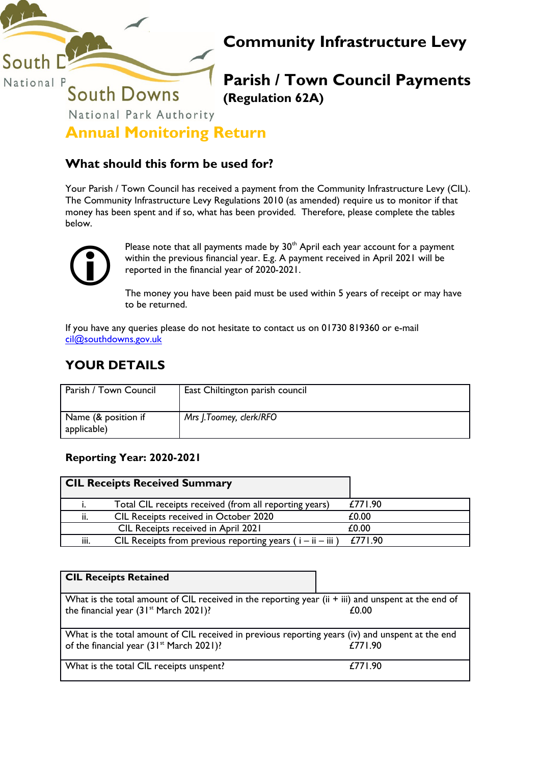South Downs National Park Authority

# Community Infrastructure Levy

# Parish / Town Council Payments

**(Regulation 62A)**

## Annual Monitoring Return

### What should this form be used for?

Your Parish / Town Council has received a payment from the Community Infrastructure Levy (CIL). The Community Infrastructure Levy Regulations 2010 (as amended) require us to monitor if that money has been spent and if so, what has been provided. Therefore, please complete the tables below.

Please note that all payments made by 30th April each year account for a payment within the previous financial year. E.g. A payment received in April 2021 will be reported in the financial year of 2020-2021.

The money you have been paid must be used within 5 years of receipt or may have to be returned.

If you have any queries please do not hesitate to contact us on 01730 819360 or e-mail cil@southdowns.gov.uk

## YOUR DETAILS

| Parish / Town Council | East Chiltington parish council |
|---|---|
| Name (& position if applicable) | *Mrs J.Toomey, clerk/RFO* |

**Reporting Year: 2020-2021**

| **CIL Receipts Received Summary** | | |
|---|---|---|
| i. | Total CIL receipts received (from all reporting years) | £771.90 |
| ii. | CIL Receipts received in October 2020 | £0.00 |
| | CIL Receipts received in April 2021 | £0.00 |
| iii. | CIL Receipts from previous reporting years ( i – ii – iii ) | £771.90 |

| **CIL Receipts Retained** | |
|---|---|
| What is the total amount of CIL received in the reporting year (ii + iii) and unspent at the end of the financial year (31st March 2021)? | £0.00 |
| What is the total amount of CIL received in previous reporting years (iv) and unspent at the end of the financial year (31st March 2021)? | £771.90 |
| What is the total CIL receipts unspent? | £771.90 |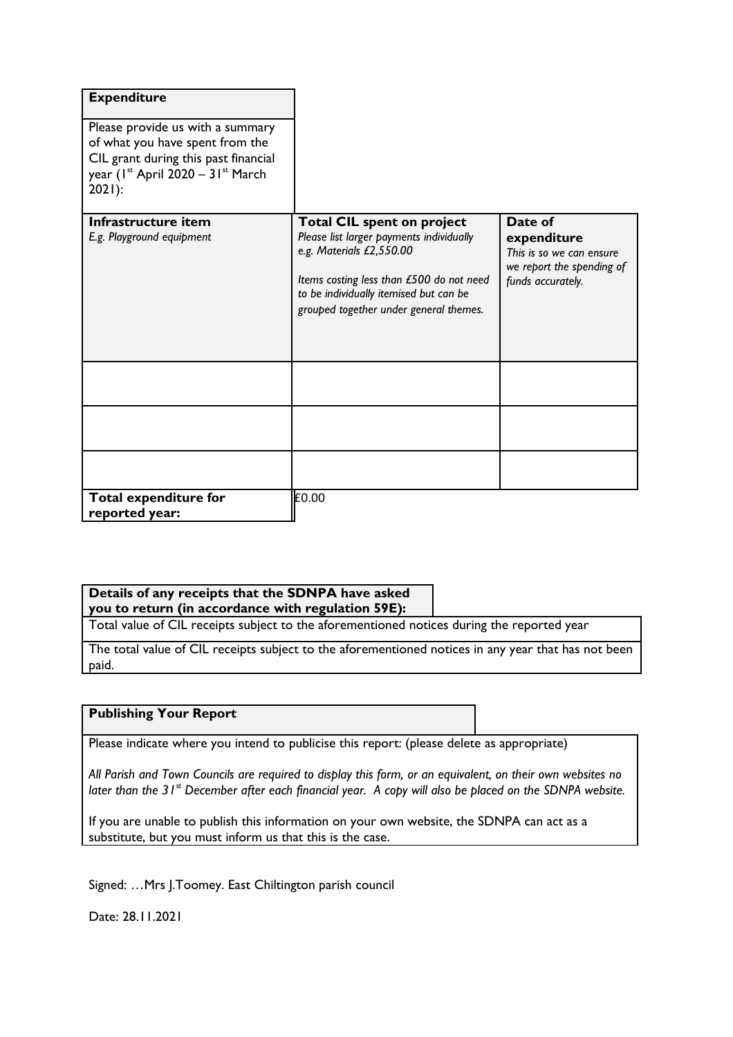| **Expenditure** | | |
|---|---|---|
| Please provide us with a summary of what you have spent from the CIL grant during this past financial year (1st April 2020 – 31st March 2021): | | |
| **Infrastructure item**<br>*E.g. Playground equipment* | **Total CIL spent on project**<br>*Please list larger payments individually e.g. Materials £2,550.00*<br>*Items costing less than £500 do not need to be individually itemised but can be grouped together under general themes.* | **Date of expenditure**<br>*This is so we can ensure we report the spending of funds accurately.* |
| | | |
| | | |
| | | |
| **Total expenditure for reported year:** | £0.00 | |

| **Details of any receipts that the SDNPA have asked you to return (in accordance with regulation 59E):** |
|---|
| Total value of CIL receipts subject to the aforementioned notices during the reported year |
| The total value of CIL receipts subject to the aforementioned notices in any year that has not been paid. |

| **Publishing Your Report** |
|---|
| Please indicate where you intend to publicise this report: (please delete as appropriate)<br><br>*All Parish and Town Councils are required to display this form, or an equivalent, on their own websites no later than the 31st December after each financial year. A copy will also be placed on the SDNPA website.*<br><br>If you are unable to publish this information on your own website, the SDNPA can act as a substitute, but you must inform us that this is the case. |

Signed: …Mrs J.Toomey. East Chiltington parish council

Date: 28.11.2021